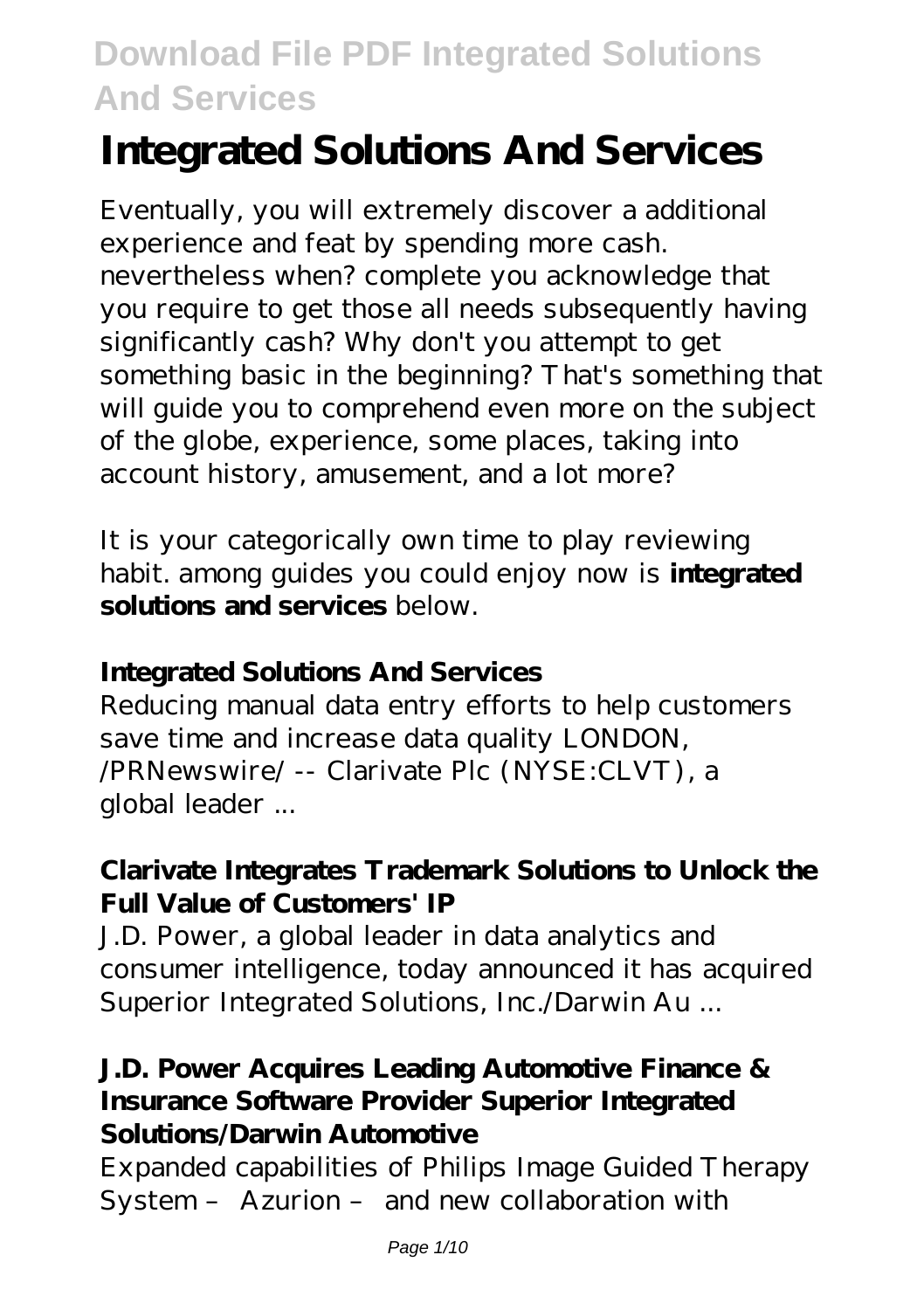# Integrated Solutions And Services

Eventually, you will extremely discover a additional experience and feat by spending more cash. nevertheless when? complete you acknowledge that you require to get those all needs subsequently having significantly cash? Why don't you attempt to get something basic in the beginning? That's something that will guide you to comprehend even more on the subject of the globe, experience, some places, taking into account history, amusement, and a lot more?

It is your categorically own time to play reviewing habit. among guides you could enjoy now is **integrated solutions and services** below.

### Integrated Solutions And Services

Reducing manual data entry efforts to help customers save time and increase data quality LONDON, /PRNewswire/ -- Clarivate Plc (NYSE:CLVT), a global leader ...

### Clarivate Integrates Trademark Solutions to Unlock the Full Value of Customers' IP

J.D. Power, a global leader in data analytics and consumer intelligence, today announced it has acquired Superior Integrated Solutions, Inc./Darwin Au ...

### J.D. Power Acquires Leading Automotive Finance & Insurance Software Provider Superior Integrated Solutions/Darwin Automotive

Expanded capabilities of Philips Image Guided Therapy System – Azurion – and new collaboration with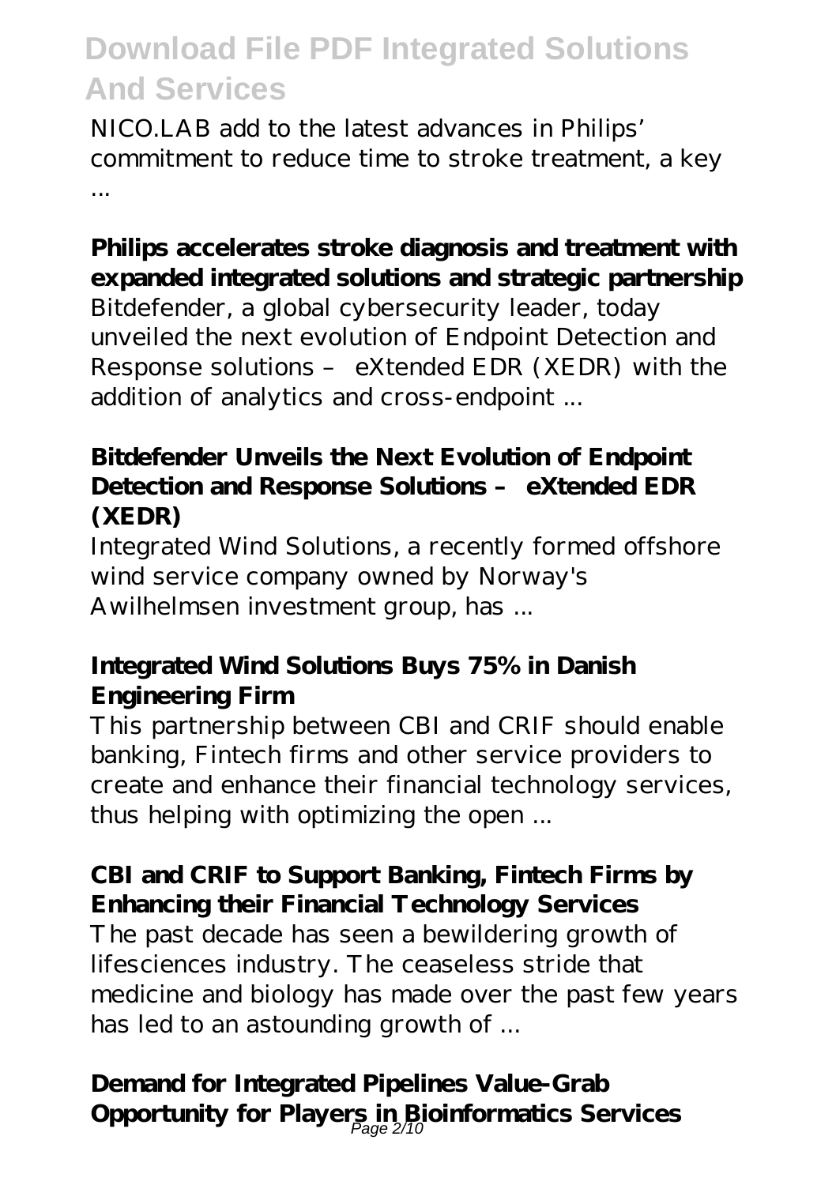NICO.LAB add to the latest advances in Philips' commitment to reduce time to stroke treatment, a key ...

**Philips accelerates stroke diagnosis and treatment with expanded integrated solutions and strategic partnership**

Bitdefender, a global cybersecurity leader, today unveiled the next evolution of Endpoint Detection and Response solutions – eXtended EDR (XEDR) with the addition of analytics and cross-endpoint ...

**Bitdefender Unveils the Next Evolution of Endpoint Detection and Response Solutions – eXtended EDR (XEDR)**

Integrated Wind Solutions, a recently formed offshore wind service company owned by Norway's Awilhelmsen investment group, has ...

**Integrated Wind Solutions Buys 75% in Danish Engineering Firm**

This partnership between CBI and CRIF should enable banking, Fintech firms and other service providers to create and enhance their financial technology services, thus helping with optimizing the open ...

**CBI and CRIF to Support Banking, Fintech Firms by Enhancing their Financial Technology Services**

The past decade has seen a bewildering growth of lifesciences industry. The ceaseless stride that medicine and biology has made over the past few years has led to an astounding growth of ...

**Demand for Integrated Pipelines Value-Grab Opportunity for Players in Bioinformatics Services**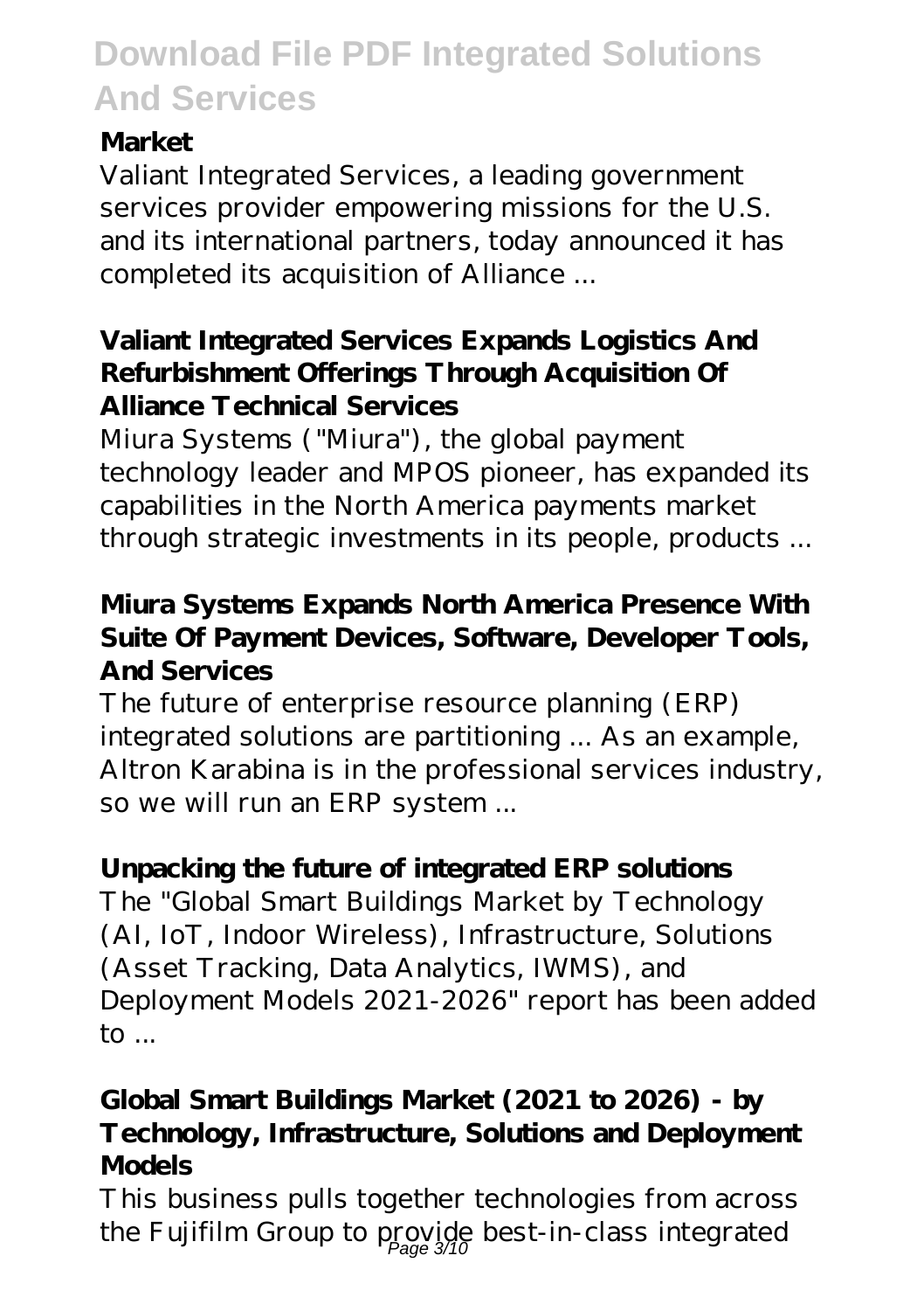**Market**

Valiant Integrated Services, a leading government services provider empowering missions for the U.S. and its international partners, today announced it has completed its acquisition of Alliance ...

**Valiant Integrated Services Expands Logistics And Refurbishment Offerings Through Acquisition Of Alliance Technical Services**

Miura Systems ("Miura"), the global payment technology leader and MPOS pioneer, has expanded its capabilities in the North America payments market through strategic investments in its people, products ...

**Miura Systems Expands North America Presence With Suite Of Payment Devices, Software, Developer Tools, And Services**

The future of enterprise resource planning (ERP) integrated solutions are partitioning ... As an example, Altron Karabina is in the professional services industry, so we will run an ERP system ...

**Unpacking the future of integrated ERP solutions**

The "Global Smart Buildings Market by Technology (AI, IoT, Indoor Wireless), Infrastructure, Solutions (Asset Tracking, Data Analytics, IWMS), and Deployment Models 2021-2026" report has been added to ...

**Global Smart Buildings Market (2021 to 2026) - by Technology, Infrastructure, Solutions and Deployment Models**

This business pulls together technologies from across the Fujifilm Group to provide best-in-class integrated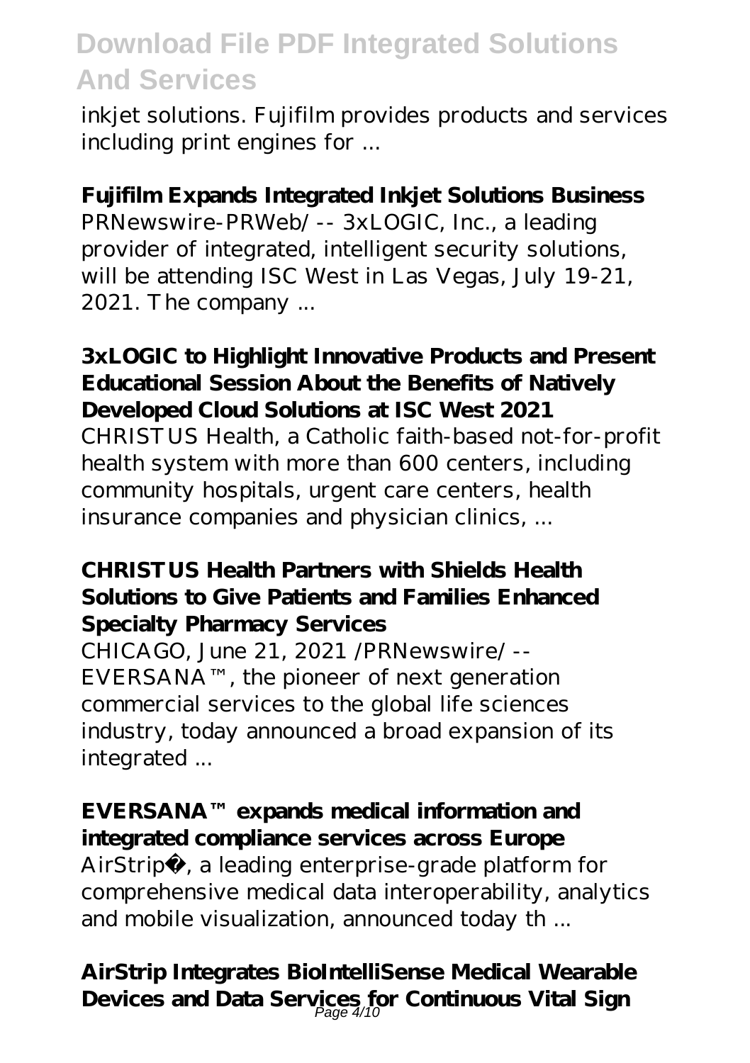inkjet solutions. Fujifilm provides products and services including print engines for ...

**Fujifilm Expands Integrated Inkjet Solutions Business**

PRNewswire-PRWeb/ -- 3xLOGIC, Inc., a leading provider of integrated, intelligent security solutions, will be attending ISC West in Las Vegas, July 19-21, 2021. The company ...

**3xLOGIC to Highlight Innovative Products and Present Educational Session About the Benefits of Natively Developed Cloud Solutions at ISC West 2021**

CHRISTUS Health, a Catholic faith-based not-for-profit health system with more than 600 centers, including community hospitals, urgent care centers, health insurance companies and physician clinics, ...

**CHRISTUS Health Partners with Shields Health Solutions to Give Patients and Families Enhanced Specialty Pharmacy Services**

CHICAGO, June 21, 2021 /PRNewswire/ -- EVERSANA™, the pioneer of next generation commercial services to the global life sciences industry, today announced a broad expansion of its integrated ...

**EVERSANA™ expands medical information and integrated compliance services across Europe**

AirStrip®, a leading enterprise-grade platform for comprehensive medical data interoperability, analytics and mobile visualization, announced today th ...

**AirStrip Integrates BioIntelliSense Medical Wearable Devices and Data Services for Continuous Vital Sign**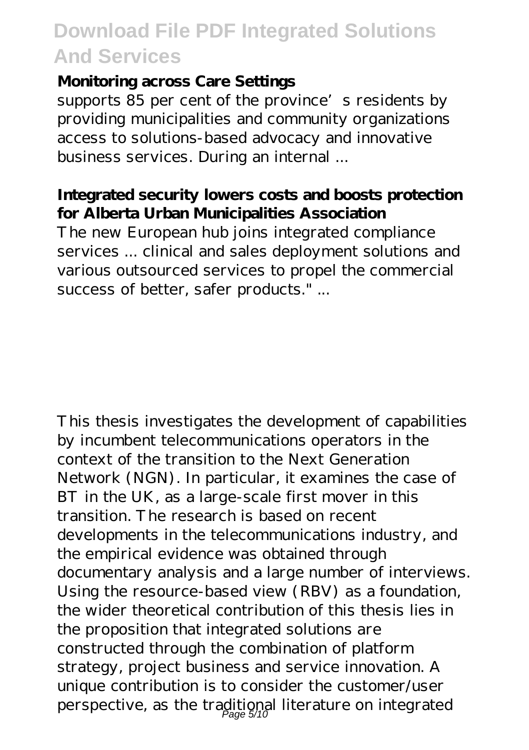**Monitoring across Care Settings**

supports 85 per cent of the province's residents by providing municipalities and community organizations access to solutions-based advocacy and innovative business services. During an internal ...

**Integrated security lowers costs and boosts protection for Alberta Urban Municipalities Association**

The new European hub joins integrated compliance services ... clinical and sales deployment solutions and various outsourced services to propel the commercial success of better, safer products." ...

This thesis investigates the development of capabilities by incumbent telecommunications operators in the context of the transition to the Next Generation Network (NGN). In particular, it examines the case of BT in the UK, as a large-scale first mover in this transition. The research is based on recent developments in the telecommunications industry, and the empirical evidence was obtained through documentary analysis and a large number of interviews. Using the resource-based view (RBV) as a foundation, the wider theoretical contribution of this thesis lies in the proposition that integrated solutions are constructed through the combination of platform strategy, project business and service innovation. A unique contribution is to consider the customer/user perspective, as the traditional literature on integrated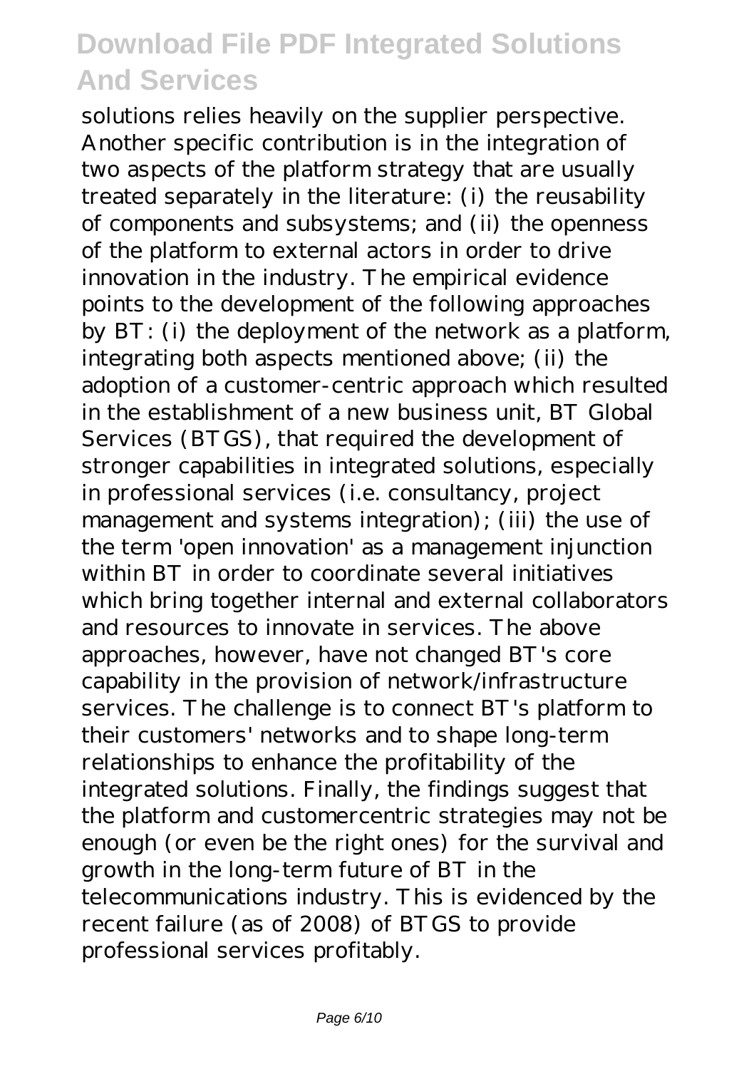solutions relies heavily on the supplier perspective. Another specific contribution is in the integration of two aspects of the platform strategy that are usually treated separately in the literature: (i) the reusability of components and subsystems; and (ii) the openness of the platform to external actors in order to drive innovation in the industry. The empirical evidence points to the development of the following approaches by BT: (i) the deployment of the network as a platform, integrating both aspects mentioned above; (ii) the adoption of a customer-centric approach which resulted in the establishment of a new business unit, BT Global Services (BTGS), that required the development of stronger capabilities in integrated solutions, especially in professional services (i.e. consultancy, project management and systems integration); (iii) the use of the term 'open innovation' as a management injunction within BT in order to coordinate several initiatives which bring together internal and external collaborators and resources to innovate in services. The above approaches, however, have not changed BT's core capability in the provision of network/infrastructure services. The challenge is to connect BT's platform to their customers' networks and to shape long-term relationships to enhance the profitability of the integrated solutions. Finally, the findings suggest that the platform and customercentric strategies may not be enough (or even be the right ones) for the survival and growth in the long-term future of BT in the telecommunications industry. This is evidenced by the recent failure (as of 2008) of BTGS to provide professional services profitably.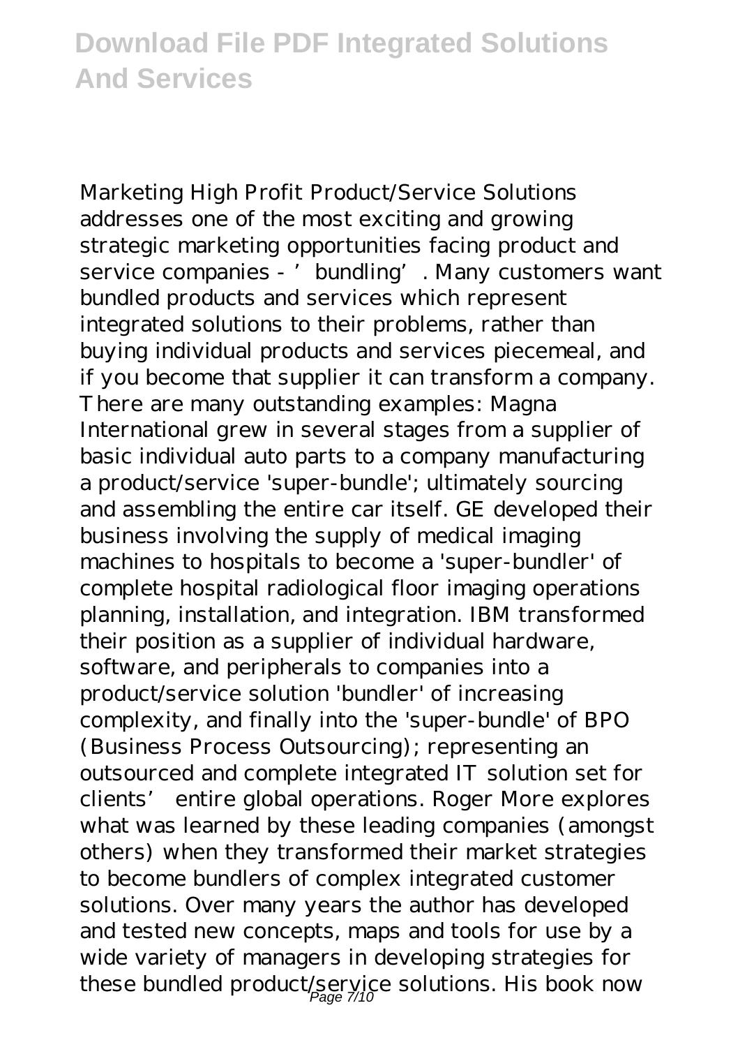Marketing High Profit Product/Service Solutions addresses one of the most exciting and growing strategic marketing opportunities facing product and service companies - ’bundling’. Many customers want bundled products and services which represent integrated solutions to their problems, rather than buying individual products and services piecemeal, and if you become that supplier it can transform a company. There are many outstanding examples: Magna International grew in several stages from a supplier of basic individual auto parts to a company manufacturing a product/service 'super-bundle'; ultimately sourcing and assembling the entire car itself. GE developed their business involving the supply of medical imaging machines to hospitals to become a 'super-bundler' of complete hospital radiological floor imaging operations planning, installation, and integration. IBM transformed their position as a supplier of individual hardware, software, and peripherals to companies into a product/service solution 'bundler' of increasing complexity, and finally into the 'super-bundle' of BPO (Business Process Outsourcing); representing an outsourced and complete integrated IT solution set for clients’ entire global operations. Roger More explores what was learned by these leading companies (amongst others) when they transformed their market strategies to become bundlers of complex integrated customer solutions. Over many years the author has developed and tested new concepts, maps and tools for use by a wide variety of managers in developing strategies for these bundled product/service solutions. His book now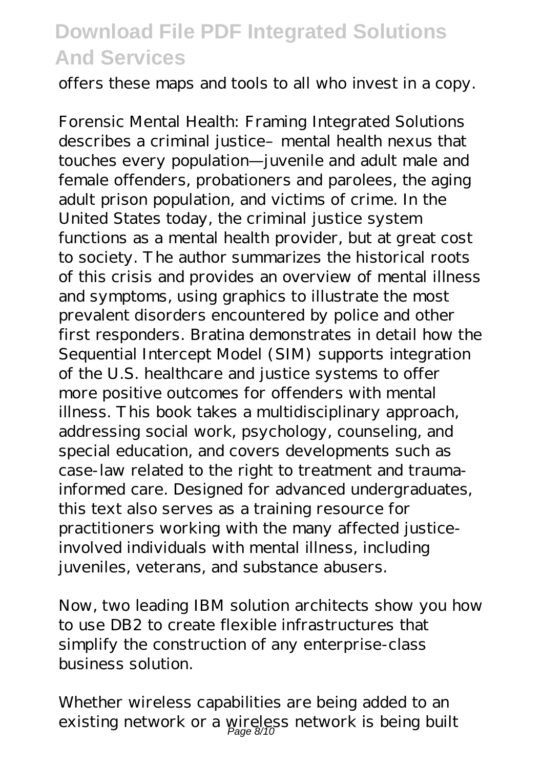offers these maps and tools to all who invest in a copy.

Forensic Mental Health: Framing Integrated Solutions describes a criminal justice– mental health nexus that touches every population—juvenile and adult male and female offenders, probationers and parolees, the aging adult prison population, and victims of crime. In the United States today, the criminal justice system functions as a mental health provider, but at great cost to society. The author summarizes the historical roots of this crisis and provides an overview of mental illness and symptoms, using graphics to illustrate the most prevalent disorders encountered by police and other first responders. Bratina demonstrates in detail how the Sequential Intercept Model (SIM) supports integration of the U.S. healthcare and justice systems to offer more positive outcomes for offenders with mental illness. This book takes a multidisciplinary approach, addressing social work, psychology, counseling, and special education, and covers developments such as case-law related to the right to treatment and trauma-informed care. Designed for advanced undergraduates, this text also serves as a training resource for practitioners working with the many affected justice-involved individuals with mental illness, including juveniles, veterans, and substance abusers.

Now, two leading IBM solution architects show you how to use DB2 to create flexible infrastructures that simplify the construction of any enterprise-class business solution.

Whether wireless capabilities are being added to an existing network or a wireless network is being built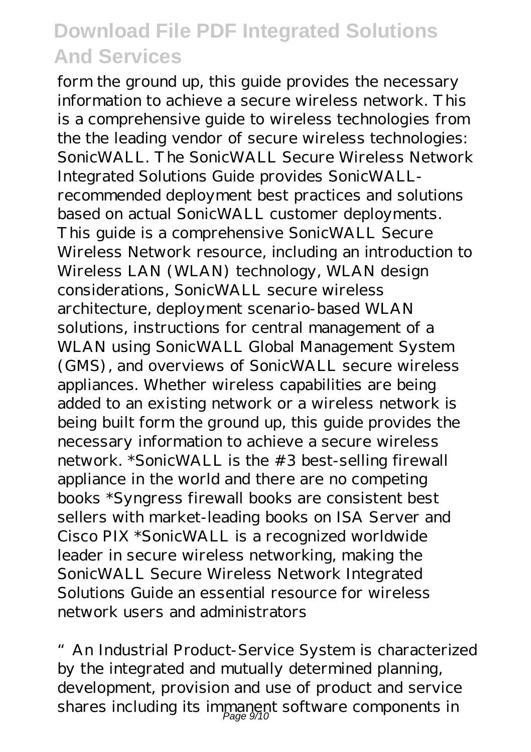form the ground up, this guide provides the necessary information to achieve a secure wireless network. This is a comprehensive guide to wireless technologies from the the leading vendor of secure wireless technologies: SonicWALL. The SonicWALL Secure Wireless Network Integrated Solutions Guide provides SonicWALL-recommended deployment best practices and solutions based on actual SonicWALL customer deployments. This guide is a comprehensive SonicWALL Secure Wireless Network resource, including an introduction to Wireless LAN (WLAN) technology, WLAN design considerations, SonicWALL secure wireless architecture, deployment scenario-based WLAN solutions, instructions for central management of a WLAN using SonicWALL Global Management System (GMS), and overviews of SonicWALL secure wireless appliances. Whether wireless capabilities are being added to an existing network or a wireless network is being built form the ground up, this guide provides the necessary information to achieve a secure wireless network. *SonicWALL is the #3 best-selling firewall appliance in the world and there are no competing books *Syngress firewall books are consistent best sellers with market-leading books on ISA Server and Cisco PIX *SonicWALL is a recognized worldwide leader in secure wireless networking, making the SonicWALL Secure Wireless Network Integrated Solutions Guide an essential resource for wireless network users and administrators

"An Industrial Product-Service System is characterized by the integrated and mutually determined planning, development, provision and use of product and service shares including its immanent software components in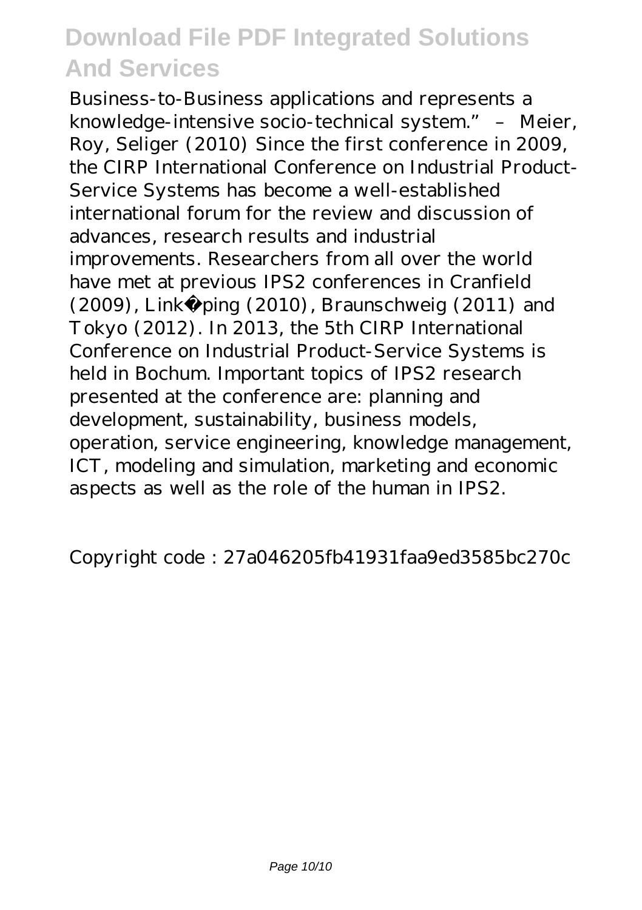Business-to-Business applications and represents a knowledge-intensive socio-technical system." – Meier, Roy, Seliger (2010) Since the first conference in 2009, the CIRP International Conference on Industrial Product-Service Systems has become a well-established international forum for the review and discussion of advances, research results and industrial improvements. Researchers from all over the world have met at previous IPS2 conferences in Cranfield (2009), Linköping (2010), Braunschweig (2011) and Tokyo (2012). In 2013, the 5th CIRP International Conference on Industrial Product-Service Systems is held in Bochum. Important topics of IPS2 research presented at the conference are: planning and development, sustainability, business models, operation, service engineering, knowledge management, ICT, modeling and simulation, marketing and economic aspects as well as the role of the human in IPS2.

Copyright code : 27a046205fb41931faa9ed3585bc270c